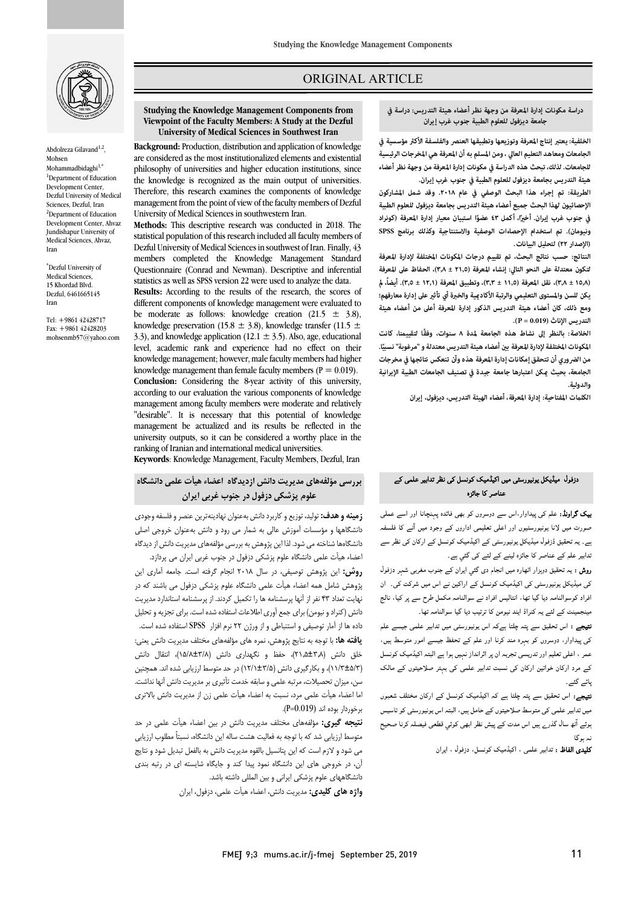# ORIGINAL ARTICLE

## Studying the Knowledge Management Components from Viewpoint of the Faculty Members: A Study at the Dezful University of Medical Sciences in Southwest Iran

Abdolreza Gilavand[1,2], Mohsen Mohammadbidaghi[1,*]

[1]Department of Education Development Center, Dezful University of Medical Sciences, Dezful, Iran

[2]Department of Education Development Center, Ahvaz Jundishapur University of Medical Sciences, Ahvaz, Iran

[*]Dezful University of Medical Sciences, 15 Khordad Blvd. Dezful, 6461665145 Iran

Tel: +9861 42428717
Fax: +9861 42428203
mohsenmb57@yahoo.com

**Background:** Production, distribution and application of knowledge are considered as the most institutionalized elements and existential philosophy of universities and higher education institutions, since the knowledge is recognized as the main output of universities. Therefore, this research examines the components of knowledge management from the point of view of the faculty members of Dezful University of Medical Sciences in southwestern Iran.

**Methods:** This descriptive research was conducted in 2018. The statistical population of this research included all faculty members of Dezful University of Medical Sciences in southwest of Iran. Finally, 43 members completed the Knowledge Management Standard Questionnaire (Conrad and Newman). Descriptive and inferential statistics as well as SPSS version 22 were used to analyze the data.

**Results:** According to the results of the research, the scores of different components of knowledge management were evaluated to be moderate as follows: knowledge creation ($21.5 \pm 3.8$), knowledge preservation ($15.8 \pm 3.8$), knowledge transfer ($11.5 \pm 3.3$), and knowledge application ($12.1 \pm 3.5$). Also, age, educational level, academic rank and experience had no effect on their knowledge management; however, male faculty members had higher knowledge management than female faculty members ($P = 0.019$).

**Conclusion:** Considering the 8-year activity of this university, according to our evaluation the various components of knowledge management among faculty members were moderate and relatively "desirable". It is necessary that this potential of knowledge management be actualized and its results be reflected in the university outputs, so it can be considered a worthy place in the ranking of Iranian and international medical universities.

**Keywords**: Knowledge Management, Faculty Members, Dezful, Iran

## دراسة مكونات إدارة المعرفة من وجهة نظر أعضاء هيئة التدريس: دراسة في جامعة ديزفول للعلوم الطبية جنوب غرب إيران

**الخلفية:** يعتبر إنتاج المعرفة وتوزيعها وتطبيقها العنصر والفلسفة الأكثر مؤسسية في الجامعات ومعاهد التعليم العالي ، ومن المسلم به أن المعرفة هي المخرجات الرئيسية للجامعات. لذلك، تبحث هذه الدراسة في مكونات إدارة المعرفة من وجهة نظر أعضاء هيئة التدريس بجامعة ديزفول للعلوم الطبية في جنوب غرب إيران.

**الطريقة:** تم إجراء هذا البحث الوصفي في عام ٢٠١٨. وقد شمل المشاركون الإحصائيون لهذا البحث جميع أعضاء هيئة التدريس بجامعة ديزفول للعلوم الطبية في جنوب غرب إيران. أخيرًا، أكمل ٤٣ عضوًا استبيان معيار إدارة المعرفة (كونراد ونيومان). تم استخدام الإحصاءات الوصفية والاستنتاجية وكذلك برنامج SPSS (الإصدار ٢٢) لتحليل البيانات.

**النتائج:** حسب نتائج البحث، تم تقييم درجات المكونات المختلفة لإدارة المعرفة لتكون معتدلة على النحو التالي: إنشاء المعرفة (٢١،٥ ± ٣،٨)، الحفاظ على المعرفة (١٥،٨ ± ٣،٨)، نقل المعرفة (١١،٥ ± ٣،٣)، وتطبيق المعرفة (١٢،١ ± ٣،٥). أيضاً، لم يكن للسن والمستوى التعليمي والرتبة الأكاديمية والخبرة أي تأثير على إدارة معارفهم؛ ومع ذلك، كان أعضاء هيئة التدريس الذكور إدارة المعرفة أعلى من أعضاء هيئة التدريس الإناث (P = 0.019).

**الخلاصة:** بالنظر إلى نشاط هذه الجامعة لمدة ٨ سنوات، وفقًا لتقييمنا، كانت المكونات المختلفة لإدارة المعرفة بين أعضاء هيئة التدريس معتدلة و "مرغوبة" نسبيًا. من الضروري أن تتحقق إمكانات إدارة المعرفة هذه وأن تنعكس نتائجها في مخرجات الجامعة، بحيث يمكن اعتبارها جامعة جيدة في تصنيف الجامعات الطبية الإيرانية والدولية.

**الكلمات المفتاحية:** إدارة المعرفة، أعضاء الهيئة التدريس، ديزفول، إيران

## بررسی مؤلفه‌های مدیریت دانش ازدیدگاه اعضاء هیأت علمی دانشگاه علوم پزشکی دزفول در جنوب غربی ایران

**زمینه و هدف:** تولید، توزیع و کاربرد دانش به‌عنوان نهادینه‌ترین عنصر و فلسفه وجودی دانشگاهها و مؤسسات آموزش عالی به شمار می رود و دانش به‌عنوان خروجی اصلی دانشگاهها شناخته می شود. لذا این پژوهش به بررسی مؤلفه‌های مدیریت دانش از دیدگاه اعضاء هیأت علمی دانشگاه علوم پزشکی دزفول در جنوب غربی ایران می پردازد.

**روش:** این پژوهش توصیفی، در سال ۲۰۱۸ انجام گرفته است. جامعه آماری این پژوهش شامل همه اعضاء هیأت علمی دانشگاه علوم پزشکی دزفول می باشند که در نهایت تعداد ۴۳ نفر از آنها پرسشنامه ها را تکمیل کردند. از پرسشنامه استاندارد مدیریت دانش (کنراد و نیومن) برای جمع آوری اطلاعات استفاده شده است. برای تجزیه و تحلیل داده ها از آمار توصیفی و استنباطی و از ورژن ۲۲ نرم افزار SPSS استفاده شده است.

**یافته ها:** با توجه به نتایج پژوهش، نمره های مؤلفه‌های مختلف مدیریت دانش یعنی: خلق دانش (۳/۸±۲۱/۵)، حفظ و نگهداری دانش (۳/۸±۱۵/۸)، انتقال دانش (۳/۳±۱۱/۵)، و بکارگیری دانش (۳/۵±۱۲/۱) در حد متوسط ارزیابی شده اند. همچنین سن، میزان تحصیلات، مرتبه علمی و سابقه خدمت تأثیری بر مدیریت دانش آنها نداشت. اما اعضاء هیأت علمی مرد، نسبت به اعضاء هیأت علمی زن از مدیریت دانش بالاتری برخوردار بوده اند (P=0.019).

**نتیجه گیری:** مؤلفه‌های مختلف مدیریت دانش در بین اعضاء هیأت علمی در حد متوسط ارزیابی شد که با توجه به فعالیت هشت ساله این دانشگاه، نسبتاً مطلوب ارزیابی می شود و لازم است که این پتانسیل بالقوه مدیریت دانش به بالفعل تبدیل شود و نتایج آن، در خروجی های این دانشگاه نمود پیدا کند و جایگاه شایسته ای در رتبه بندی دانشگاههای علوم پزشکی ایرانی و بین المللی داشته باشد.

**واژه های کلیدی:** مدیریت دانش، اعضاء هیأت علمی، دزفول، ایران

## دزفول میڈیکل یونیورسٹی میں اکیڈمیک کونسل کی نظر تدابیر علمی کے عناصر کا جائزہ

**بیک گراونڈ:** علم کی پیداوار، اس سے دوسروں کو بھی فائدہ پہنچانا اور اسے عملی صورت میں لانا یونیورسٹیوں اور اعلی تعلیمی اداروں کے وجود میں آنے کا فلسفہ ہے۔ یہ تحقیق دزفول میڈیکل یونیورسٹی کے اکیڈمیک کونسل کے ارکان کی نظر سے تدابیر علم کے عناصر کا جائزہ لینے کے لئے کی گئي ہے۔

**روش :** یہ تحقیق دوہزار اٹھارہ میں انجام دی گئي ایران کے جنوب مغربی شہر دزفول کی میڈیکل یونیورسٹی کی اکیڈمیک کونسل کے اراکین نے اس میں شرکت کی۔ ان افراد کوسوالنامہ دیا گيا تھا، اتالیس افراد نے سوالنامہ مکمل طرح سے پر کیا، نالج مینجمینٹ کے لئے یہ کنراڈ اینڈ نیوس کا ترتیب دیا گيا سوالنامہ تھا۔

**نتیجے :** اس تحقیق سے پتہ چلتا ہےکہ اس یونیورسٹی میں تدابیر علمی جیسے علم کی پیداوار، دوسروں کو بہرہ مند کرنا اور علم کے تحفظ جیسے امور متوسط ہیں، عمر ، اعلی تعلیم اور تدریسی تجربہ ان پر اثرانداز نہیں ہوا ہے البتہ اکیڈمیک کونسل کے مرد ارکان خواتین ارکان کی نسبت تدابیر علمی کی بہتر صلاحیتوں کے مالک پائے گئے۔

**نتیجے:** اس تحقیق سے پتہ چلتا ہے کہ اکیڈمیک کونسل کے ارکان مختلف شعبوں میں تدابیر علمی کی متوسط صلاحیتوں کے حامل ہیں، البتہ اس یونیورسٹی کو تاسیس ہوئے آٹھ سال گذرے ہیں اس مدت کے پیش نظر ابھی کوئي قطعی فیصلہ کرنا صحیح نہ ہوگا

**کلیدی الفاظ :** تدابیر علمی ، اکیڈمیک کونسل، دزفول ، ایران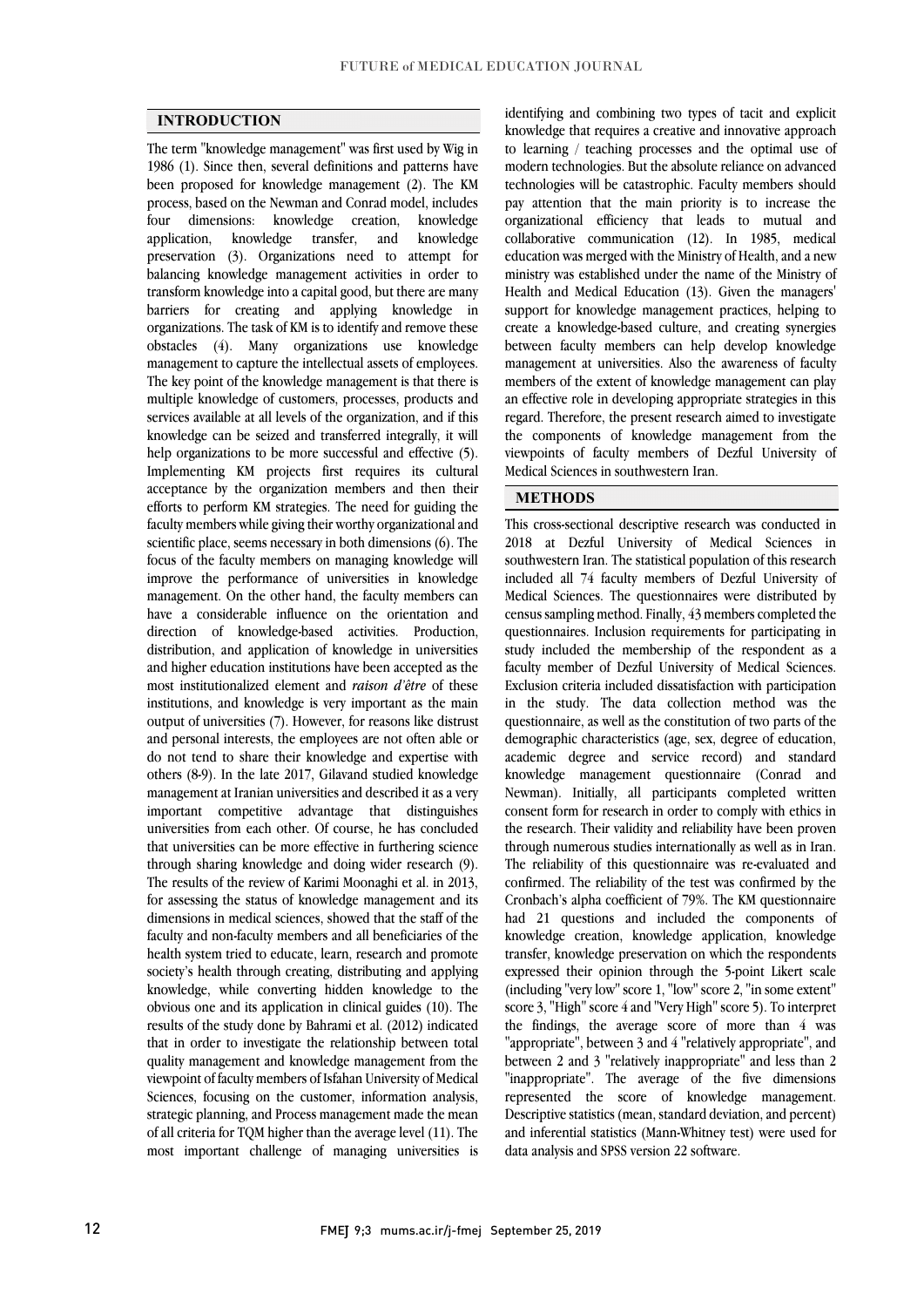## INTRODUCTION

The term "knowledge management" was first used by Wig in 1986 (1). Since then, several definitions and patterns have been proposed for knowledge management (2). The KM process, based on the Newman and Conrad model, includes four dimensions: knowledge creation, knowledge application, knowledge transfer, and knowledge preservation (3). Organizations need to attempt for balancing knowledge management activities in order to transform knowledge into a capital good, but there are many barriers for creating and applying knowledge in organizations. The task of KM is to identify and remove these obstacles (4). Many organizations use knowledge management to capture the intellectual assets of employees. The key point of the knowledge management is that there is multiple knowledge of customers, processes, products and services available at all levels of the organization, and if this knowledge can be seized and transferred integrally, it will help organizations to be more successful and effective (5). Implementing KM projects first requires its cultural acceptance by the organization members and then their efforts to perform KM strategies. The need for guiding the faculty members while giving their worthy organizational and scientific place, seems necessary in both dimensions (6). The focus of the faculty members on managing knowledge will improve the performance of universities in knowledge management. On the other hand, the faculty members can have a considerable influence on the orientation and direction of knowledge-based activities. Production, distribution, and application of knowledge in universities and higher education institutions have been accepted as the most institutionalized element and *raison d'être* of these institutions, and knowledge is very important as the main output of universities (7). However, for reasons like distrust and personal interests, the employees are not often able or do not tend to share their knowledge and expertise with others (8-9). In the late 2017, Gilavand studied knowledge management at Iranian universities and described it as a very important competitive advantage that distinguishes universities from each other. Of course, he has concluded that universities can be more effective in furthering science through sharing knowledge and doing wider research (9). The results of the review of Karimi Moonaghi et al. in 2013, for assessing the status of knowledge management and its dimensions in medical sciences, showed that the staff of the faculty and non-faculty members and all beneficiaries of the health system tried to educate, learn, research and promote society's health through creating, distributing and applying knowledge, while converting hidden knowledge to the obvious one and its application in clinical guides (10). The results of the study done by Bahrami et al. (2012) indicated that in order to investigate the relationship between total quality management and knowledge management from the viewpoint of faculty members of Isfahan University of Medical Sciences, focusing on the customer, information analysis, strategic planning, and Process management made the mean of all criteria for TQM higher than the average level (11). The most important challenge of managing universities is identifying and combining two types of tacit and explicit knowledge that requires a creative and innovative approach to learning / teaching processes and the optimal use of modern technologies. But the absolute reliance on advanced technologies will be catastrophic. Faculty members should pay attention that the main priority is to increase the organizational efficiency that leads to mutual and collaborative communication (12). In 1985, medical education was merged with the Ministry of Health, and a new ministry was established under the name of the Ministry of Health and Medical Education (13). Given the managers' support for knowledge management practices, helping to create a knowledge-based culture, and creating synergies between faculty members can help develop knowledge management at universities. Also the awareness of faculty members of the extent of knowledge management can play an effective role in developing appropriate strategies in this regard. Therefore, the present research aimed to investigate the components of knowledge management from the viewpoints of faculty members of Dezful University of Medical Sciences in southwestern Iran.

## METHODS

This cross-sectional descriptive research was conducted in 2018 at Dezful University of Medical Sciences in southwestern Iran. The statistical population of this research included all 74 faculty members of Dezful University of Medical Sciences. The questionnaires were distributed by census sampling method. Finally, 43 members completed the questionnaires. Inclusion requirements for participating in study included the membership of the respondent as a faculty member of Dezful University of Medical Sciences. Exclusion criteria included dissatisfaction with participation in the study. The data collection method was the questionnaire, as well as the constitution of two parts of the demographic characteristics (age, sex, degree of education, academic degree and service record) and standard knowledge management questionnaire (Conrad and Newman). Initially, all participants completed written consent form for research in order to comply with ethics in the research. Their validity and reliability have been proven through numerous studies internationally as well as in Iran. The reliability of this questionnaire was re-evaluated and confirmed. The reliability of the test was confirmed by the Cronbach's alpha coefficient of 79%. The KM questionnaire had 21 questions and included the components of knowledge creation, knowledge application, knowledge transfer, knowledge preservation on which the respondents expressed their opinion through the 5-point Likert scale (including "very low" score 1, "low" score 2, "in some extent" score 3, "High" score 4 and "Very High" score 5). To interpret the findings, the average score of more than 4 was "appropriate", between 3 and 4 "relatively appropriate", and between 2 and 3 "relatively inappropriate" and less than 2 "inappropriate". The average of the five dimensions represented the score of knowledge management. Descriptive statistics (mean, standard deviation, and percent) and inferential statistics (Mann-Whitney test) were used for data analysis and SPSS version 22 software.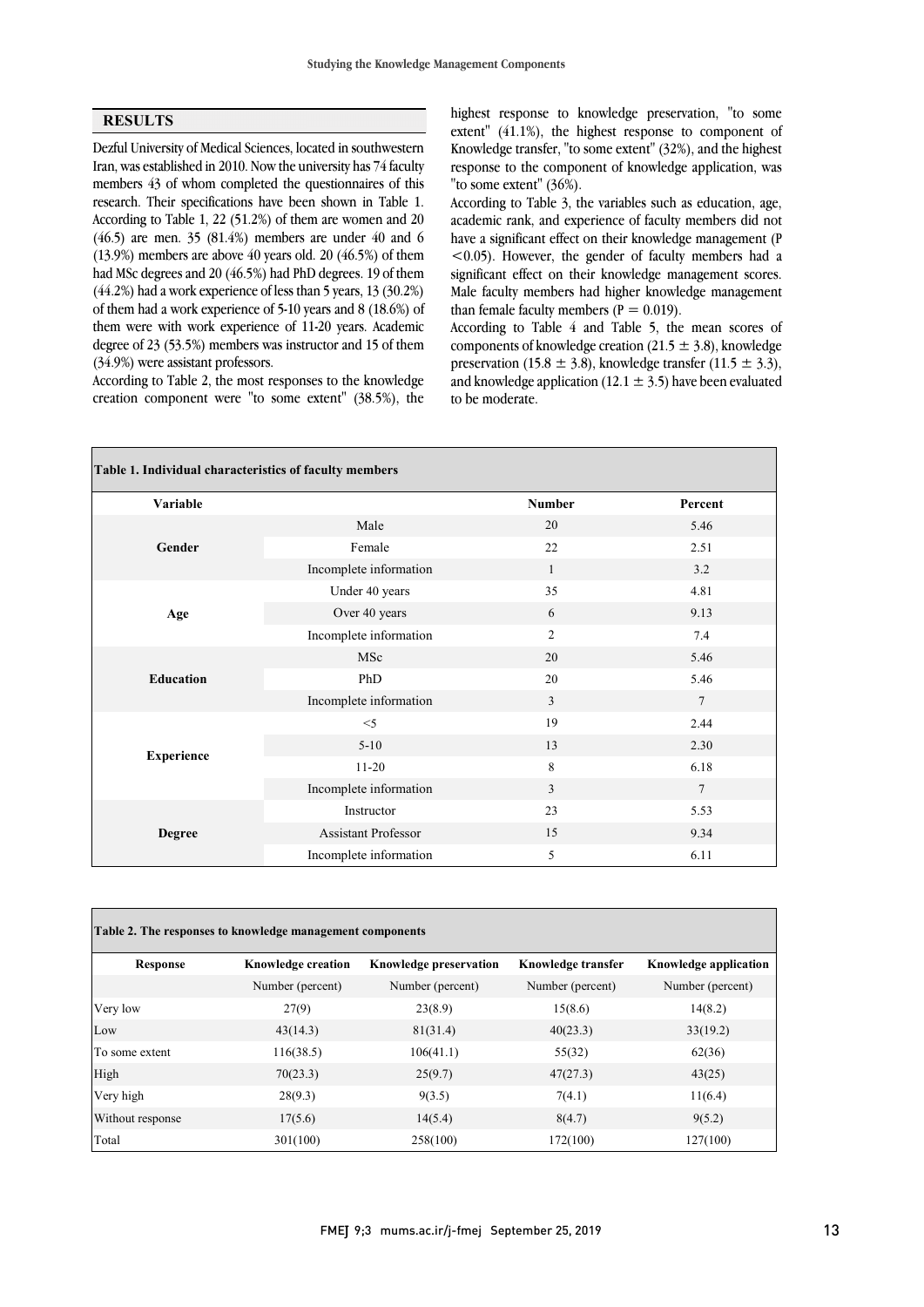## RESULTS

Dezful University of Medical Sciences, located in southwestern Iran, was established in 2010. Now the university has 74 faculty members 43 of whom completed the questionnaires of this research. Their specifications have been shown in Table 1. According to Table 1, 22 (51.2%) of them are women and 20 (46.5) are men. 35 (81.4%) members are under 40 and 6 (13.9%) members are above 40 years old. 20 (46.5%) of them had MSc degrees and 20 (46.5%) had PhD degrees. 19 of them (44.2%) had a work experience of less than 5 years, 13 (30.2%) of them had a work experience of 5-10 years and 8 (18.6%) of them were with work experience of 11-20 years. Academic degree of 23 (53.5%) members was instructor and 15 of them (34.9%) were assistant professors.

According to Table 2, the most responses to the knowledge creation component were "to some extent" (38.5%), the highest response to knowledge preservation, "to some extent" (41.1%), the highest response to component of Knowledge transfer, "to some extent" (32%), and the highest response to the component of knowledge application, was "to some extent" (36%).

According to Table 3, the variables such as education, age, academic rank, and experience of faculty members did not have a significant effect on their knowledge management (P <0.05). However, the gender of faculty members had a significant effect on their knowledge management scores. Male faculty members had higher knowledge management than female faculty members (P = 0.019).

According to Table 4 and Table 5, the mean scores of components of knowledge creation (21.5 ± 3.8), knowledge preservation (15.8 ± 3.8), knowledge transfer (11.5 ± 3.3), and knowledge application (12.1 ± 3.5) have been evaluated to be moderate.

**Table 1. Individual characteristics of faculty members**

| Variable | | Number | Percent |
|---|---|---|---|
| Gender | Male | 20 | 5.46 |
| | Female | 22 | 2.51 |
| | Incomplete information | 1 | 3.2 |
| Age | Under 40 years | 35 | 4.81 |
| | Over 40 years | 6 | 9.13 |
| | Incomplete information | 2 | 7.4 |
| Education | MSc | 20 | 5.46 |
| | PhD | 20 | 5.46 |
| | Incomplete information | 3 | 7 |
| Experience | <5 | 19 | 2.44 |
| | 5-10 | 13 | 2.30 |
| | 11-20 | 8 | 6.18 |
| | Incomplete information | 3 | 7 |
| Degree | Instructor | 23 | 5.53 |
| | Assistant Professor | 15 | 9.34 |
| | Incomplete information | 5 | 6.11 |

**Table 2. The responses to knowledge management components**

| Response | Knowledge creation | Knowledge preservation | Knowledge transfer | Knowledge application |
|---|---|---|---|---|
| | Number (percent) | Number (percent) | Number (percent) | Number (percent) |
| Very low | 27(9) | 23(8.9) | 15(8.6) | 14(8.2) |
| Low | 43(14.3) | 81(31.4) | 40(23.3) | 33(19.2) |
| To some extent | 116(38.5) | 106(41.1) | 55(32) | 62(36) |
| High | 70(23.3) | 25(9.7) | 47(27.3) | 43(25) |
| Very high | 28(9.3) | 9(3.5) | 7(4.1) | 11(6.4) |
| Without response | 17(5.6) | 14(5.4) | 8(4.7) | 9(5.2) |
| Total | 301(100) | 258(100) | 172(100) | 127(100) |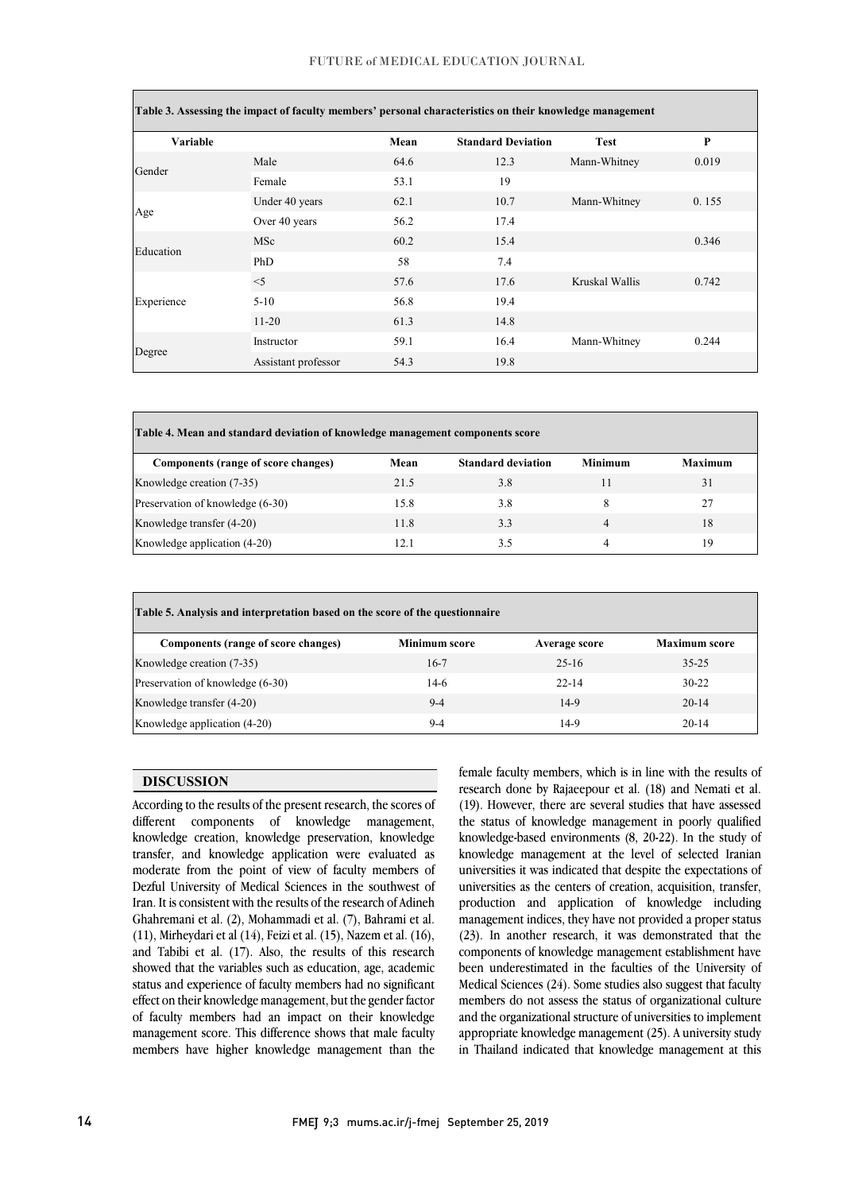**Table 3. Assessing the impact of faculty members' personal characteristics on their knowledge management**

| Variable | | Mean | Standard Deviation | Test | P |
|---|---|---|---|---|---|
| Gender | Male | 64.6 | 12.3 | Mann-Whitney | 0.019 |
| | Female | 53.1 | 19 | | |
| Age | Under 40 years | 62.1 | 10.7 | Mann-Whitney | 0. 155 |
| | Over 40 years | 56.2 | 17.4 | | |
| Education | MSc | 60.2 | 15.4 | | 0.346 |
| | PhD | 58 | 7.4 | | |
| Experience | <5 | 57.6 | 17.6 | Kruskal Wallis | 0.742 |
| | 5-10 | 56.8 | 19.4 | | |
| | 11-20 | 61.3 | 14.8 | | |
| Degree | Instructor | 59.1 | 16.4 | Mann-Whitney | 0.244 |
| | Assistant professor | 54.3 | 19.8 | | |

**Table 4. Mean and standard deviation of knowledge management components score**

| Components (range of score changes) | Mean | Standard deviation | Minimum | Maximum |
|---|---|---|---|---|
| Knowledge creation (7-35) | 21.5 | 3.8 | 11 | 31 |
| Preservation of knowledge (6-30) | 15.8 | 3.8 | 8 | 27 |
| Knowledge transfer (4-20) | 11.8 | 3.3 | 4 | 18 |
| Knowledge application (4-20) | 12.1 | 3.5 | 4 | 19 |

**Table 5. Analysis and interpretation based on the score of the questionnaire**

| Components (range of score changes) | Minimum score | Average score | Maximum score |
|---|---|---|---|
| Knowledge creation (7-35) | 16-7 | 25-16 | 35-25 |
| Preservation of knowledge (6-30) | 14-6 | 22-14 | 30-22 |
| Knowledge transfer (4-20) | 9-4 | 14-9 | 20-14 |
| Knowledge application (4-20) | 9-4 | 14-9 | 20-14 |

## DISCUSSION

According to the results of the present research, the scores of different components of knowledge management, knowledge creation, knowledge preservation, knowledge transfer, and knowledge application were evaluated as moderate from the point of view of faculty members of Dezful University of Medical Sciences in the southwest of Iran. It is consistent with the results of the research of Adineh Ghahremani et al. (2), Mohammadi et al. (7), Bahrami et al. (11), Mirheydari et al (14), Feizi et al. (15), Nazem et al. (16), and Tabibi et al. (17). Also, the results of this research showed that the variables such as education, age, academic status and experience of faculty members had no significant effect on their knowledge management, but the gender factor of faculty members had an impact on their knowledge management score. This difference shows that male faculty members have higher knowledge management than the female faculty members, which is in line with the results of research done by Rajaeepour et al. (18) and Nemati et al. (19). However, there are several studies that have assessed the status of knowledge management in poorly qualified knowledge-based environments (8, 20-22). In the study of knowledge management at the level of selected Iranian universities it was indicated that despite the expectations of universities as the centers of creation, acquisition, transfer, production and application of knowledge including management indices, they have not provided a proper status (23). In another research, it was demonstrated that the components of knowledge management establishment have been underestimated in the faculties of the University of Medical Sciences (24). Some studies also suggest that faculty members do not assess the status of organizational culture and the organizational structure of universities to implement appropriate knowledge management (25). A university study in Thailand indicated that knowledge management at this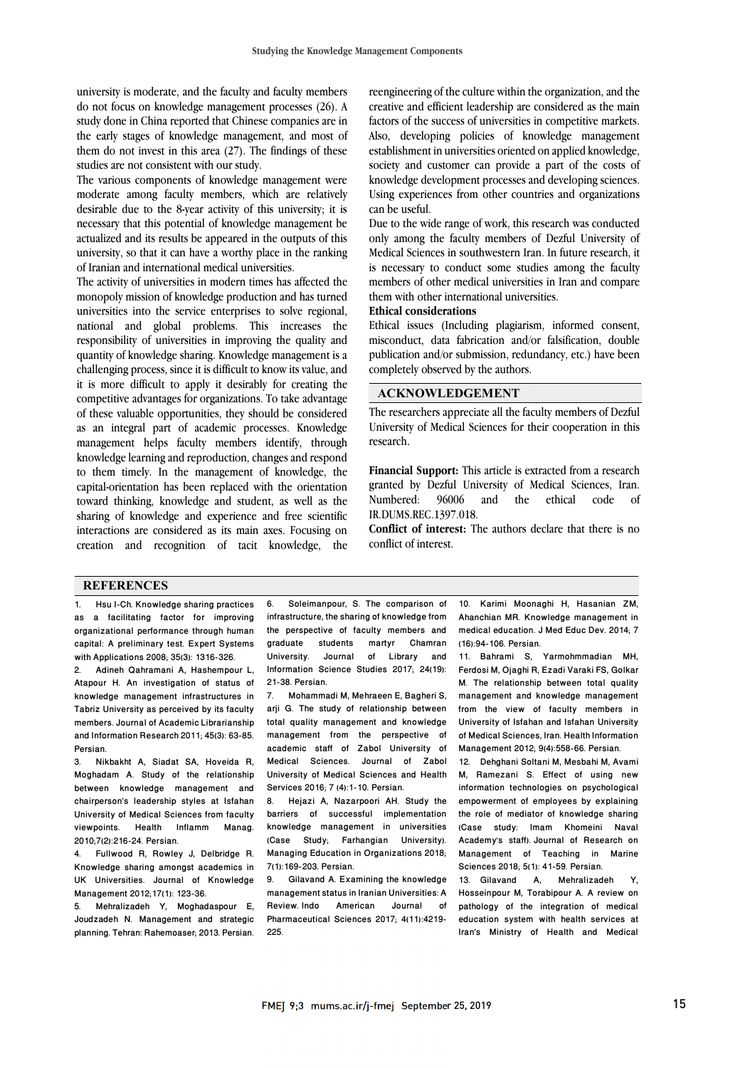university is moderate, and the faculty and faculty members do not focus on knowledge management processes (26). A study done in China reported that Chinese companies are in the early stages of knowledge management, and most of them do not invest in this area (27). The findings of these studies are not consistent with our study.

The various components of knowledge management were moderate among faculty members, which are relatively desirable due to the 8-year activity of this university; it is necessary that this potential of knowledge management be actualized and its results be appeared in the outputs of this university, so that it can have a worthy place in the ranking of Iranian and international medical universities.

The activity of universities in modern times has affected the monopoly mission of knowledge production and has turned universities into the service enterprises to solve regional, national and global problems. This increases the responsibility of universities in improving the quality and quantity of knowledge sharing. Knowledge management is a challenging process, since it is difficult to know its value, and it is more difficult to apply it desirably for creating the competitive advantages for organizations. To take advantage of these valuable opportunities, they should be considered as an integral part of academic processes. Knowledge management helps faculty members identify, through knowledge learning and reproduction, changes and respond to them timely. In the management of knowledge, the capital-orientation has been replaced with the orientation toward thinking, knowledge and student, as well as the sharing of knowledge and experience and free scientific interactions are considered as its main axes. Focusing on creation and recognition of tacit knowledge, the reengineering of the culture within the organization, and the creative and efficient leadership are considered as the main factors of the success of universities in competitive markets. Also, developing policies of knowledge management establishment in universities oriented on applied knowledge, society and customer can provide a part of the costs of knowledge development processes and developing sciences. Using experiences from other countries and organizations can be useful.

Due to the wide range of work, this research was conducted only among the faculty members of Dezful University of Medical Sciences in southwestern Iran. In future research, it is necessary to conduct some studies among the faculty members of other medical universities in Iran and compare them with other international universities.

**Ethical considerations**

Ethical issues (Including plagiarism, informed consent, misconduct, data fabrication and/or falsification, double publication and/or submission, redundancy, etc.) have been completely observed by the authors.

## ACKNOWLEDGEMENT

The researchers appreciate all the faculty members of Dezful University of Medical Sciences for their cooperation in this research.

**Financial Support:** This article is extracted from a research granted by Dezful University of Medical Sciences, Iran. Numbered: 96006 and the ethical code of IR.DUMS.REC.1397.018.

**Conflict of interest:** The authors declare that there is no conflict of interest.

## REFERENCES

1. Hsu I-Ch. Knowledge sharing practices as a facilitating factor for improving organizational performance through human capital: A preliminary test. Expert Systems with Applications 2008; 35(3): 1316-326.
2. Adineh Qahramani A, Hashempour L, Atapour H. An investigation of status of knowledge management infrastructures in Tabriz University as perceived by its faculty members. Journal of Academic Librarianship and Information Research 2011; 45(3): 63-85. Persian.
3. Nikbakht A, Siadat SA, Hoveida R, Moghadam A. Study of the relationship between knowledge management and chairperson's leadership styles at Isfahan University of Medical Sciences from faculty viewpoints. Health Inflamm Manag. 2010;7(2):216-24. Persian.
4. Fullwood R, Rowley J, Delbridge R. Knowledge sharing amongst academics in UK Universities. Journal of Knowledge Management 2012;17(1): 123-36.
5. Mehralizadeh Y, Moghadaspour E, Joudzadeh N. Management and strategic planning. Tehran: Rahemoaser; 2013. Persian.
6. Soleimanpour, S. The comparison of infrastructure, the sharing of knowledge from the perspective of faculty members and graduate students martyr Chamran University. Journal of Library and Information Science Studies 2017; 24(19): 21-38. Persian.
7. Mohammadi M, Mehraeen E, Bagheri S, arji G. The study of relationship between total quality management and knowledge management from the perspective of academic staff of Zabol University of Medical Sciences. Journal of Zabol University of Medical Sciences and Health Services 2016; 7 (4):1-10. Persian.
8. Hejazi A, Nazarpoori AH. Study the barriers of successful implementation knowledge management in universities (Case Study; Farhangian University). Managing Education in Organizations 2018; 7(1):169-203. Persian.
9. Gilavand A. Examining the knowledge management status in Iranian Universities: A Review. Indo American Journal of Pharmaceutical Sciences 2017; 4(11):4219-225.
10. Karimi Moonaghi H, Hasanian ZM, Ahanchian MR. Knowledge management in medical education. J Med Educ Dev. 2014; 7 (16):94-106. Persian.
11. Bahrami S, Yarmohmmadian MH, Ferdosi M, Ojaghi R, Ezadi Varaki FS, Golkar M. The relationship between total quality management and knowledge management from the view of faculty members in University of Isfahan and Isfahan University of Medical Sciences, Iran. Health Information Management 2012; 9(4):558-66. Persian.
12. Dehghani Soltani M, Mesbahi M, Avami M, Ramezani S. Effect of using new information technologies on psychological empowerment of employees by explaining the role of mediator of knowledge sharing (Case study: Imam Khomeini Naval Academy's staff). Journal of Research on Management of Teaching in Marine Sciences 2018; 5(1): 41-59. Persian.
13. Gilavand A, Mehralizadeh Y, Hosseinpour M, Torabipour A. A review on pathology of the integration of medical education system with health services at Iran's Ministry of Health and Medical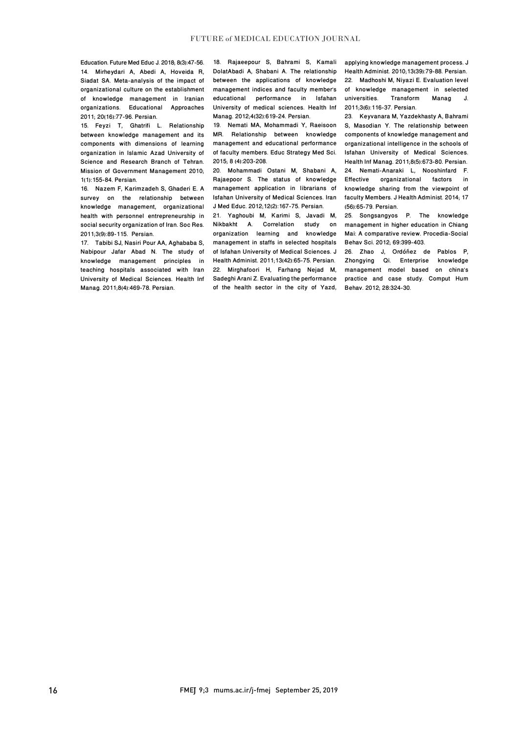Education. Future Med Educ J. 2018; 8(3):47-56.

14. Mirheydari A, Abedi A, Hoveida R, Siadat SA. Meta-analysis of the impact of organizational culture on the establishment of knowledge management in Iranian organizations. Educational Approaches 2011; 20(16):77-96. Persian.

15. Feyzi T, Ghatrifi L. Relationship between knowledge management and its components with dimensions of learning organization in Islamic Azad University of Science and Research Branch of Tehran. Mission of Government Management 2010; 1(1):155-84. Persian.

16. Nazem F, Karimzadeh S, Ghaderi E. A survey on the relationship between knowledge management, organizational health with personnel entrepreneurship in social security organization of Iran. Soc Res. 2011;3(9):89-115. Persian.

17. Tabibi SJ, Nasiri Pour AA, Aghababa S, Nabipour Jafar Abad N. The study of knowledge management principles in teaching hospitals associated with Iran University of Medical Sciences. Health Inf Manag. 2011;8(4):469-78. Persian.

18. Rajaeepour S, Bahrami S, Kamali DolatAbadi A, Shabani A. The relationship between the applications of knowledge management indices and faculty member's educational performance in Isfahan University of medical sciences. Health Inf Manag. 2012;4(32):619-24. Persian.

19. Nemati MA, Mohammadi Y, Raeisoon MR. Relationship between knowledge management and educational performance of faculty members. Educ Strategy Med Sci. 2015; 8 (4):203-208.

20. Mohammadi Ostani M, Shabani A, Rajaepoor S. The status of knowledge management application in librarians of Isfahan University of Medical Sciences. Iran J Med Educ. 2012;12(2):167-75. Persian.

21. Yaghoubi M, Karimi S, Javadi M, Nikbakht A. Correlation study on organization learning and knowledge management in staffs in selected hospitals of Isfahan University of Medical Sciences. J Health Administ. 2011;13(42):65-75. Persian.

22. Mirghafoori H, Farhang Nejad M, Sadeghi Arani Z. Evaluating the performance of the health sector in the city of Yazd, applying knowledge management process. J Health Administ. 2010;13(39):79-88. Persian.

22. Madhoshi M, Niyazi E. Evaluation level of knowledge management in selected universities. Transform Manag J. 2011;3(6):116-37. Persian.

23. Keyvanara M, Yazdekhasty A, Bahrami S, Masodian Y. The relationship between components of knowledge management and organizational intelligence in the schools of Isfahan University of Medical Sciences. Health Inf Manag. 2011;8(5):673-80. Persian.

24. Nemati-Anaraki L, Nooshinfard F. Effective organizational factors in knowledge sharing from the viewpoint of faculty Members. J Health Administ. 2014; 17 (56):65-79. Persian.

25. Songsangyos P. The knowledge management in higher education in Chiang Mai: A comparative review. Procedia-Social Behav Sci. 2012; 69:399-403.

26. Zhao J, Ordóñez de Pablos P, Zhongying Qi. Enterprise knowledge management model based on china's practice and case study. Comput Hum Behav. 2012; 28:324-30.